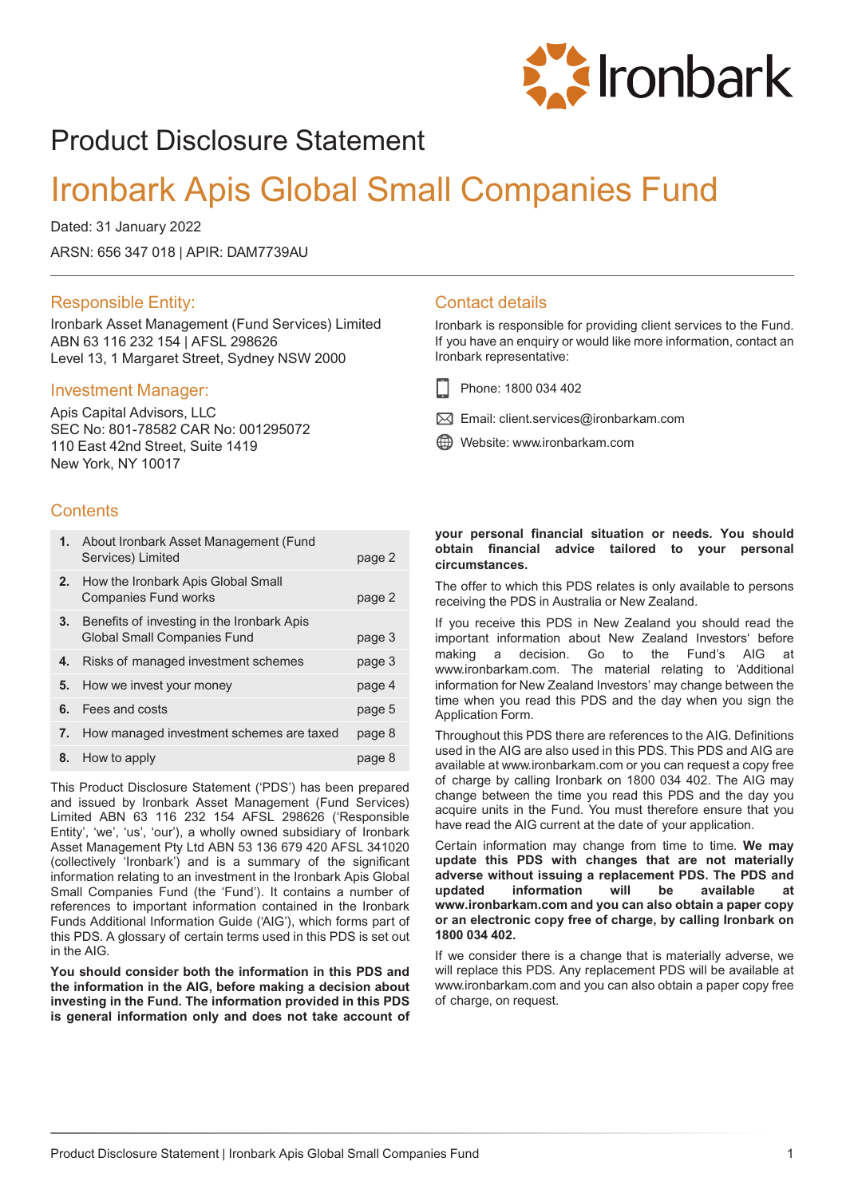# Product Disclosure Statement

# Ironbark Apis Global Small Companies Fund

Dated: 31 January 2022

ARSN: 656 347 018 | APIR: DAM7739AU

## Responsible Entity:

Ironbark Asset Management (Fund Services) Limited
ABN 63 116 232 154 | AFSL 298626
Level 13, 1 Margaret Street, Sydney NSW 2000

## Investment Manager:

Apis Capital Advisors, LLC
SEC No: 801-78582 CAR No: 001295072
110 East 42nd Street, Suite 1419
New York, NY 10017

## Contact details

Ironbark is responsible for providing client services to the Fund. If you have an enquiry or would like more information, contact an Ironbark representative:

Phone: 1800 034 402

Email: client.services@ironbarkam.com

Website: www.ironbarkam.com

## Contents

| | | |
|---|---|---|
| **1.** | About Ironbark Asset Management (Fund Services) Limited | page 2 |
| **2.** | How the Ironbark Apis Global Small Companies Fund works | page 2 |
| **3.** | Benefits of investing in the Ironbark Apis Global Small Companies Fund | page 3 |
| **4.** | Risks of managed investment schemes | page 3 |
| **5.** | How we invest your money | page 4 |
| **6.** | Fees and costs | page 5 |
| **7.** | How managed investment schemes are taxed | page 8 |
| **8.** | How to apply | page 8 |

This Product Disclosure Statement ('PDS') has been prepared and issued by Ironbark Asset Management (Fund Services) Limited ABN 63 116 232 154 AFSL 298626 ('Responsible Entity', 'we', 'us', 'our'), a wholly owned subsidiary of Ironbark Asset Management Pty Ltd ABN 53 136 679 420 AFSL 341020 (collectively 'Ironbark') and is a summary of the significant information relating to an investment in the Ironbark Apis Global Small Companies Fund (the 'Fund'). It contains a number of references to important information contained in the Ironbark Funds Additional Information Guide ('AIG'), which forms part of this PDS. A glossary of certain terms used in this PDS is set out in the AIG.

**You should consider both the information in this PDS and the information in the AIG, before making a decision about investing in the Fund. The information provided in this PDS is general information only and does not take account of your personal financial situation or needs. You should obtain financial advice tailored to your personal circumstances.**

The offer to which this PDS relates is only available to persons receiving the PDS in Australia or New Zealand.

If you receive this PDS in New Zealand you should read the important information about New Zealand Investors' before making a decision. Go to the Fund's AIG at www.ironbarkam.com. The material relating to 'Additional information for New Zealand Investors' may change between the time when you read this PDS and the day when you sign the Application Form.

Throughout this PDS there are references to the AIG. Definitions used in the AIG are also used in this PDS. This PDS and AIG are available at www.ironbarkam.com or you can request a copy free of charge by calling Ironbark on 1800 034 402. The AIG may change between the time you read this PDS and the day you acquire units in the Fund. You must therefore ensure that you have read the AIG current at the date of your application.

Certain information may change from time to time. **We may update this PDS with changes that are not materially adverse without issuing a replacement PDS. The PDS and updated information will be available at www.ironbarkam.com and you can also obtain a paper copy or an electronic copy free of charge, by calling Ironbark on 1800 034 402.**

If we consider there is a change that is materially adverse, we will replace this PDS. Any replacement PDS will be available at www.ironbarkam.com and you can also obtain a paper copy free of charge, on request.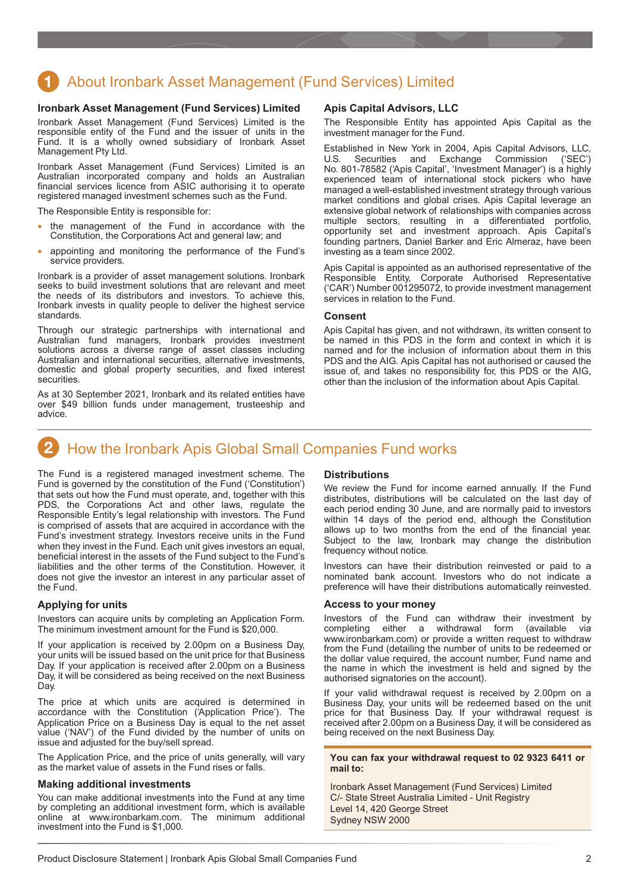## 1 About Ironbark Asset Management (Fund Services) Limited

### Ironbark Asset Management (Fund Services) Limited

Ironbark Asset Management (Fund Services) Limited is the responsible entity of the Fund and the issuer of units in the Fund. It is a wholly owned subsidiary of Ironbark Asset Management Pty Ltd.

Ironbark Asset Management (Fund Services) Limited is an Australian incorporated company and holds an Australian financial services licence from ASIC authorising it to operate registered managed investment schemes such as the Fund.

The Responsible Entity is responsible for:

- the management of the Fund in accordance with the Constitution, the Corporations Act and general law; and
- appointing and monitoring the performance of the Fund's service providers.

Ironbark is a provider of asset management solutions. Ironbark seeks to build investment solutions that are relevant and meet the needs of its distributors and investors. To achieve this, Ironbark invests in quality people to deliver the highest service standards.

Through our strategic partnerships with international and Australian fund managers, Ironbark provides investment solutions across a diverse range of asset classes including Australian and international securities, alternative investments, domestic and global property securities, and fixed interest securities.

As at 30 September 2021, Ironbark and its related entities have over $49 billion funds under management, trusteeship and advice.

### Apis Capital Advisors, LLC

The Responsible Entity has appointed Apis Capital as the investment manager for the Fund.

Established in New York in 2004, Apis Capital Advisors, LLC, U.S. Securities and Exchange Commission ('SEC') No. 801-78582 ('Apis Capital', 'Investment Manager') is a highly experienced team of international stock pickers who have managed a well-established investment strategy through various market conditions and global crises. Apis Capital leverage an extensive global network of relationships with companies across multiple sectors, resulting in a differentiated portfolio, opportunity set and investment approach. Apis Capital's founding partners, Daniel Barker and Eric Almeraz, have been investing as a team since 2002.

Apis Capital is appointed as an authorised representative of the Responsible Entity, Corporate Authorised Representative ('CAR') Number 001295072, to provide investment management services in relation to the Fund.

### Consent

Apis Capital has given, and not withdrawn, its written consent to be named in this PDS in the form and context in which it is named and for the inclusion of information about them in this PDS and the AIG. Apis Capital has not authorised or caused the issue of, and takes no responsibility for, this PDS or the AIG, other than the inclusion of the information about Apis Capital.

## 2 How the Ironbark Apis Global Small Companies Fund works

The Fund is a registered managed investment scheme. The Fund is governed by the constitution of the Fund ('Constitution') that sets out how the Fund must operate, and, together with this PDS, the Corporations Act and other laws, regulate the Responsible Entity's legal relationship with investors. The Fund is comprised of assets that are acquired in accordance with the Fund's investment strategy. Investors receive units in the Fund when they invest in the Fund. Each unit gives investors an equal, beneficial interest in the assets of the Fund subject to the Fund's liabilities and the other terms of the Constitution. However, it does not give the investor an interest in any particular asset of the Fund.

### Applying for units

Investors can acquire units by completing an Application Form. The minimum investment amount for the Fund is $20,000.

If your application is received by 2.00pm on a Business Day, your units will be issued based on the unit price for that Business Day. If your application is received after 2.00pm on a Business Day, it will be considered as being received on the next Business Day.

The price at which units are acquired is determined in accordance with the Constitution ('Application Price'). The Application Price on a Business Day is equal to the net asset value ('NAV') of the Fund divided by the number of units on issue and adjusted for the buy/sell spread.

The Application Price, and the price of units generally, will vary as the market value of assets in the Fund rises or falls.

### Making additional investments

You can make additional investments into the Fund at any time by completing an additional investment form, which is available online at www.ironbarkam.com. The minimum additional investment into the Fund is $1,000.

### Distributions

We review the Fund for income earned annually. If the Fund distributes, distributions will be calculated on the last day of each period ending 30 June, and are normally paid to investors within 14 days of the period end, although the Constitution allows up to two months from the end of the financial year. Subject to the law, Ironbark may change the distribution frequency without notice.

Investors can have their distribution reinvested or paid to a nominated bank account. Investors who do not indicate a preference will have their distributions automatically reinvested.

### Access to your money

Investors of the Fund can withdraw their investment by completing either a withdrawal form (available via www.ironbarkam.com) or provide a written request to withdraw from the Fund (detailing the number of units to be redeemed or the dollar value required, the account number, Fund name and the name in which the investment is held and signed by the authorised signatories on the account).

If your valid withdrawal request is received by 2.00pm on a Business Day, your units will be redeemed based on the unit price for that Business Day. If your withdrawal request is received after 2.00pm on a Business Day, it will be considered as being received on the next Business Day.

**You can fax your withdrawal request to 02 9323 6411 or mail to:**

Ironbark Asset Management (Fund Services) Limited
C/- State Street Australia Limited - Unit Registry
Level 14, 420 George Street
Sydney NSW 2000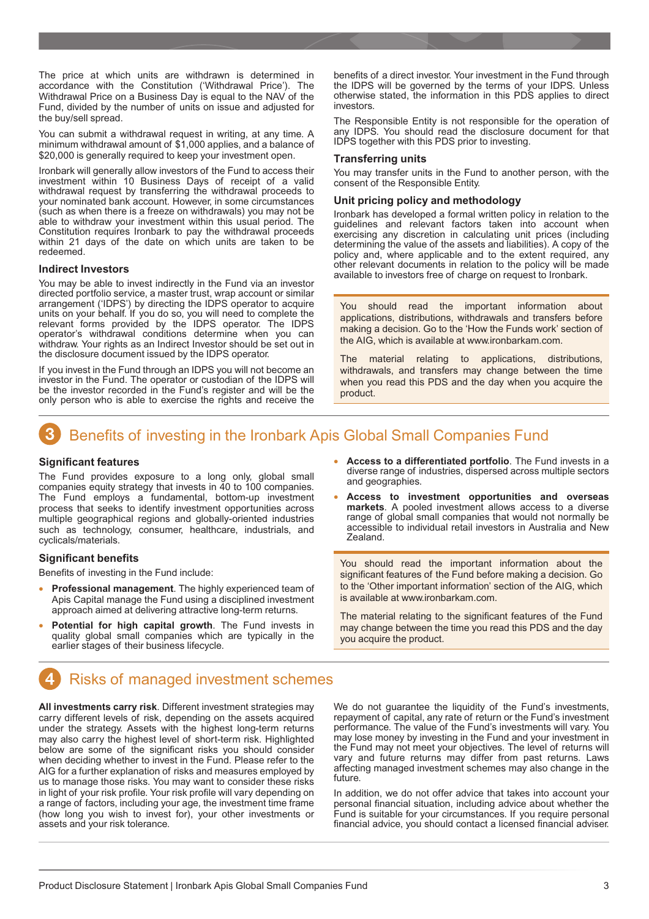The price at which units are withdrawn is determined in accordance with the Constitution ('Withdrawal Price'). The Withdrawal Price on a Business Day is equal to the NAV of the Fund, divided by the number of units on issue and adjusted for the buy/sell spread.

You can submit a withdrawal request in writing, at any time. A minimum withdrawal amount of $1,000 applies, and a balance of $20,000 is generally required to keep your investment open.

Ironbark will generally allow investors of the Fund to access their investment within 10 Business Days of receipt of a valid withdrawal request by transferring the withdrawal proceeds to your nominated bank account. However, in some circumstances (such as when there is a freeze on withdrawals) you may not be able to withdraw your investment within this usual period. The Constitution requires Ironbark to pay the withdrawal proceeds within 21 days of the date on which units are taken to be redeemed.

### Indirect Investors

You may be able to invest indirectly in the Fund via an investor directed portfolio service, a master trust, wrap account or similar arrangement ('IDPS') by directing the IDPS operator to acquire units on your behalf. If you do so, you will need to complete the relevant forms provided by the IDPS operator. The IDPS operator's withdrawal conditions determine when you can withdraw. Your rights as an Indirect Investor should be set out in the disclosure document issued by the IDPS operator.

If you invest in the Fund through an IDPS you will not become an investor in the Fund. The operator or custodian of the IDPS will be the investor recorded in the Fund's register and will be the only person who is able to exercise the rights and receive the benefits of a direct investor. Your investment in the Fund through the IDPS will be governed by the terms of your IDPS. Unless otherwise stated, the information in this PDS applies to direct investors.

The Responsible Entity is not responsible for the operation of any IDPS. You should read the disclosure document for that IDPS together with this PDS prior to investing.

### Transferring units

You may transfer units in the Fund to another person, with the consent of the Responsible Entity.

### Unit pricing policy and methodology

Ironbark has developed a formal written policy in relation to the guidelines and relevant factors taken into account when exercising any discretion in calculating unit prices (including determining the value of the assets and liabilities). A copy of the policy and, where applicable and to the extent required, any other relevant documents in relation to the policy will be made available to investors free of charge on request to Ironbark.

> You should read the important information about applications, distributions, withdrawals and transfers before making a decision. Go to the 'How the Funds work' section of the AIG, which is available at www.ironbarkam.com.
>
> The material relating to applications, distributions, withdrawals, and transfers may change between the time when you read this PDS and the day when you acquire the product.

## 3 Benefits of investing in the Ironbark Apis Global Small Companies Fund

### Significant features

The Fund provides exposure to a long only, global small companies equity strategy that invests in 40 to 100 companies. The Fund employs a fundamental, bottom-up investment process that seeks to identify investment opportunities across multiple geographical regions and globally-oriented industries such as technology, consumer, healthcare, industrials, and cyclicals/materials.

### Significant benefits

Benefits of investing in the Fund include:

- **Professional management**. The highly experienced team of Apis Capital manage the Fund using a disciplined investment approach aimed at delivering attractive long-term returns.
- **Potential for high capital growth**. The Fund invests in quality global small companies which are typically in the earlier stages of their business lifecycle.
- **Access to a differentiated portfolio**. The Fund invests in a diverse range of industries, dispersed across multiple sectors and geographies.
- **Access to investment opportunities and overseas markets**. A pooled investment allows access to a diverse range of global small companies that would not normally be accessible to individual retail investors in Australia and New Zealand.

> You should read the important information about the significant features of the Fund before making a decision. Go to the 'Other important information' section of the AIG, which is available at www.ironbarkam.com.
>
> The material relating to the significant features of the Fund may change between the time you read this PDS and the day you acquire the product.

## 4 Risks of managed investment schemes

**All investments carry risk**. Different investment strategies may carry different levels of risk, depending on the assets acquired under the strategy. Assets with the highest long-term returns may also carry the highest level of short-term risk. Highlighted below are some of the significant risks you should consider when deciding whether to invest in the Fund. Please refer to the AIG for a further explanation of risks and measures employed by us to manage those risks. You may want to consider these risks in light of your risk profile. Your risk profile will vary depending on a range of factors, including your age, the investment time frame (how long you wish to invest for), your other investments or assets and your risk tolerance.

We do not guarantee the liquidity of the Fund's investments, repayment of capital, any rate of return or the Fund's investment performance. The value of the Fund's investments will vary. You may lose money by investing in the Fund and your investment in the Fund may not meet your objectives. The level of returns will vary and future returns may differ from past returns. Laws affecting managed investment schemes may also change in the future.

In addition, we do not offer advice that takes into account your personal financial situation, including advice about whether the Fund is suitable for your circumstances. If you require personal financial advice, you should contact a licensed financial adviser.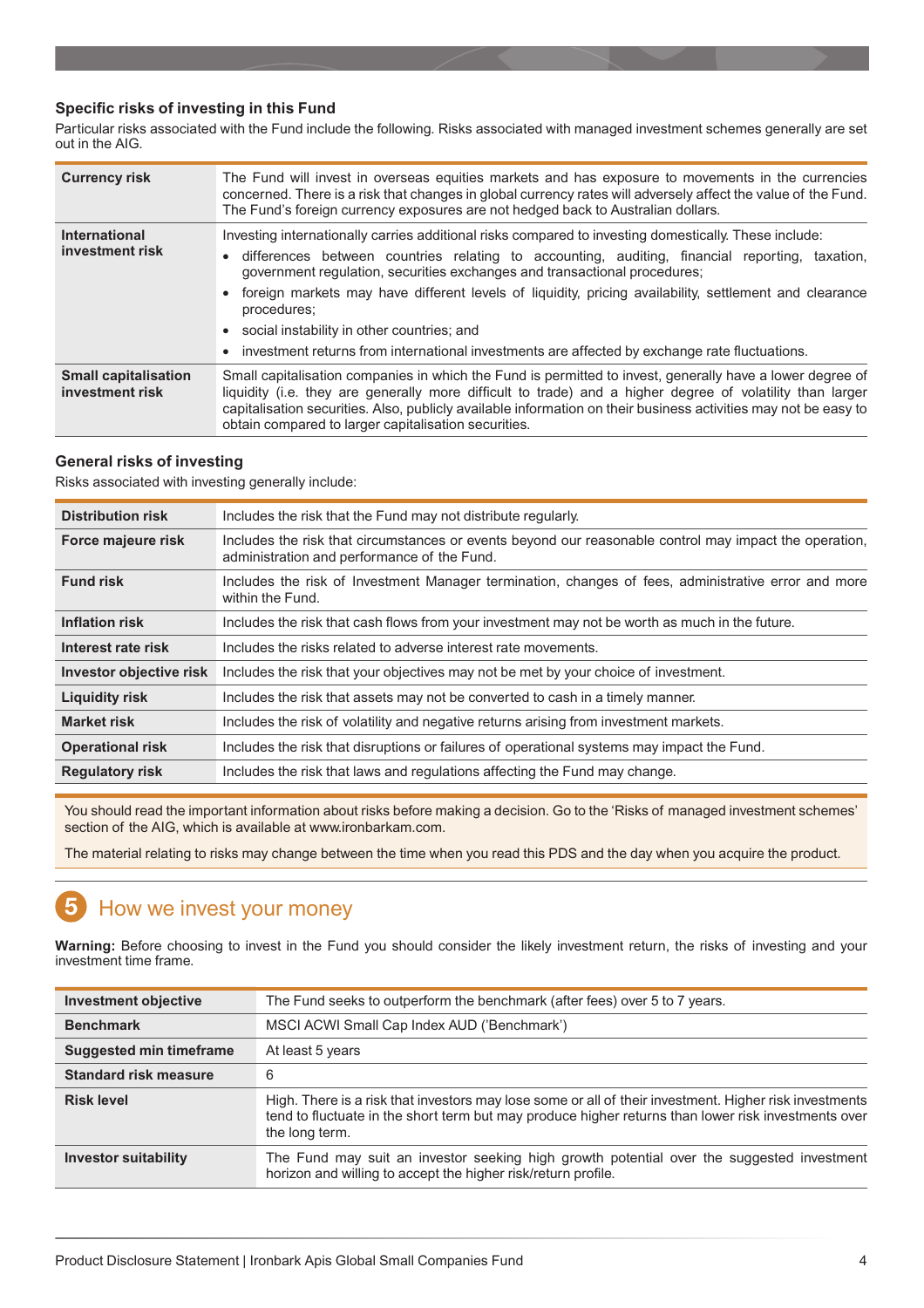### Specific risks of investing in this Fund

Particular risks associated with the Fund include the following. Risks associated with managed investment schemes generally are set out in the AIG.

| | |
|---|---|
| **Currency risk** | The Fund will invest in overseas equities markets and has exposure to movements in the currencies concerned. There is a risk that changes in global currency rates will adversely affect the value of the Fund. The Fund's foreign currency exposures are not hedged back to Australian dollars. |
| **International investment risk** | Investing internationally carries additional risks compared to investing domestically. These include:<br>• differences between countries relating to accounting, auditing, financial reporting, taxation, government regulation, securities exchanges and transactional procedures;<br>• foreign markets may have different levels of liquidity, pricing availability, settlement and clearance procedures;<br>• social instability in other countries; and<br>• investment returns from international investments are affected by exchange rate fluctuations. |
| **Small capitalisation investment risk** | Small capitalisation companies in which the Fund is permitted to invest, generally have a lower degree of liquidity (i.e. they are generally more difficult to trade) and a higher degree of volatility than larger capitalisation securities. Also, publicly available information on their business activities may not be easy to obtain compared to larger capitalisation securities. |

### General risks of investing

Risks associated with investing generally include:

| | |
|---|---|
| **Distribution risk** | Includes the risk that the Fund may not distribute regularly. |
| **Force majeure risk** | Includes the risk that circumstances or events beyond our reasonable control may impact the operation, administration and performance of the Fund. |
| **Fund risk** | Includes the risk of Investment Manager termination, changes of fees, administrative error and more within the Fund. |
| **Inflation risk** | Includes the risk that cash flows from your investment may not be worth as much in the future. |
| **Interest rate risk** | Includes the risks related to adverse interest rate movements. |
| **Investor objective risk** | Includes the risk that your objectives may not be met by your choice of investment. |
| **Liquidity risk** | Includes the risk that assets may not be converted to cash in a timely manner. |
| **Market risk** | Includes the risk of volatility and negative returns arising from investment markets. |
| **Operational risk** | Includes the risk that disruptions or failures of operational systems may impact the Fund. |
| **Regulatory risk** | Includes the risk that laws and regulations affecting the Fund may change. |

You should read the important information about risks before making a decision. Go to the 'Risks of managed investment schemes' section of the AIG, which is available at www.ironbarkam.com.

The material relating to risks may change between the time when you read this PDS and the day when you acquire the product.

## 5 How we invest your money

**Warning:** Before choosing to invest in the Fund you should consider the likely investment return, the risks of investing and your investment time frame.

| | |
|---|---|
| **Investment objective** | The Fund seeks to outperform the benchmark (after fees) over 5 to 7 years. |
| **Benchmark** | MSCI ACWI Small Cap Index AUD ('Benchmark') |
| **Suggested min timeframe** | At least 5 years |
| **Standard risk measure** | 6 |
| **Risk level** | High. There is a risk that investors may lose some or all of their investment. Higher risk investments tend to fluctuate in the short term but may produce higher returns than lower risk investments over the long term. |
| **Investor suitability** | The Fund may suit an investor seeking high growth potential over the suggested investment horizon and willing to accept the higher risk/return profile. |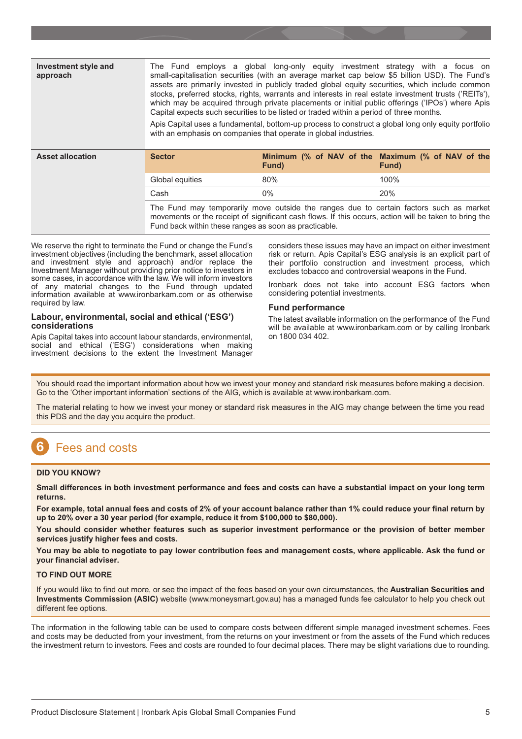| Investment style and approach | The Fund employs a global long-only equity investment strategy with a focus on small-capitalisation securities (with an average market cap below $5 billion USD). The Fund's assets are primarily invested in publicly traded global equity securities, which include common stocks, preferred stocks, rights, warrants and interests in real estate investment trusts ('REITs'), which may be acquired through private placements or initial public offerings ('IPOs') where Apis Capital expects such securities to be listed or traded within a period of three months.<br>Apis Capital uses a fundamental, bottom-up process to construct a global long only equity portfolio with an emphasis on companies that operate in global industries. | | |
|---|---|---|---|
| Asset allocation | **Sector** | **Minimum (% of NAV of the Fund)** | **Maximum (% of NAV of the Fund)** |
| | Global equities | 80% | 100% |
| | Cash | 0% | 20% |
| | The Fund may temporarily move outside the ranges due to certain factors such as market movements or the receipt of significant cash flows. If this occurs, action will be taken to bring the Fund back within these ranges as soon as practicable. | | |

We reserve the right to terminate the Fund or change the Fund's investment objectives (including the benchmark, asset allocation and investment style and approach) and/or replace the Investment Manager without providing prior notice to investors in some cases, in accordance with the law. We will inform investors of any material changes to the Fund through updated information available at www.ironbarkam.com or as otherwise required by law.

### Labour, environmental, social and ethical ('ESG') considerations

Apis Capital takes into account labour standards, environmental, social and ethical ('ESG') considerations when making investment decisions to the extent the Investment Manager considers these issues may have an impact on either investment risk or return. Apis Capital's ESG analysis is an explicit part of their portfolio construction and investment process, which excludes tobacco and controversial weapons in the Fund.

Ironbark does not take into account ESG factors when considering potential investments.

### Fund performance

The latest available information on the performance of the Fund will be available at www.ironbarkam.com or by calling Ironbark on 1800 034 402.

You should read the important information about how we invest your money and standard risk measures before making a decision. Go to the 'Other important information' sections of the AIG, which is available at www.ironbarkam.com.

The material relating to how we invest your money or standard risk measures in the AIG may change between the time you read this PDS and the day you acquire the product.

## 6 Fees and costs

**DID YOU KNOW?**

**Small differences in both investment performance and fees and costs can have a substantial impact on your long term returns.**

**For example, total annual fees and costs of 2% of your account balance rather than 1% could reduce your final return by up to 20% over a 30 year period (for example, reduce it from $100,000 to $80,000).**

**You should consider whether features such as superior investment performance or the provision of better member services justify higher fees and costs.**

**You may be able to negotiate to pay lower contribution fees and management costs, where applicable. Ask the fund or your financial adviser.**

**TO FIND OUT MORE**

If you would like to find out more, or see the impact of the fees based on your own circumstances, the **Australian Securities and Investments Commission (ASIC)** website (www.moneysmart.gov.au) has a managed funds fee calculator to help you check out different fee options.

The information in the following table can be used to compare costs between different simple managed investment schemes. Fees and costs may be deducted from your investment, from the returns on your investment or from the assets of the Fund which reduces the investment return to investors. Fees and costs are rounded to four decimal places. There may be slight variations due to rounding.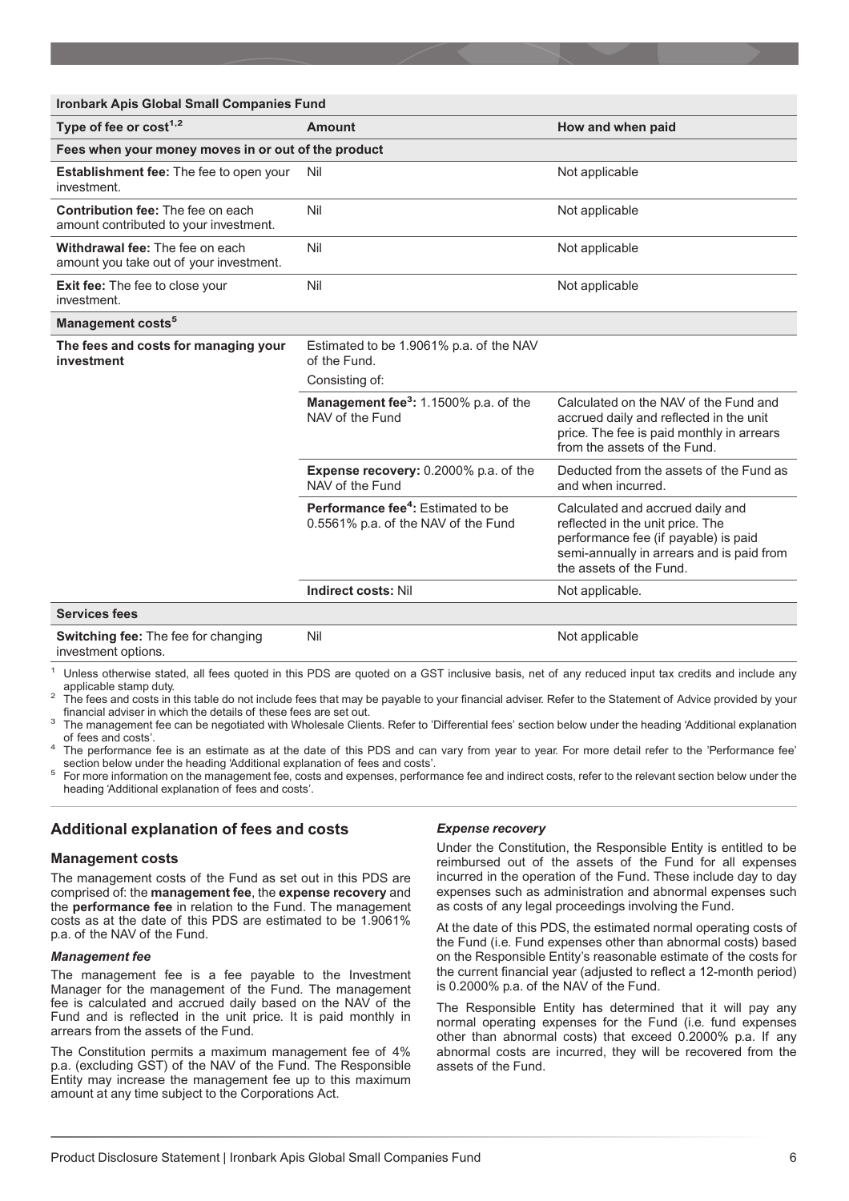| Ironbark Apis Global Small Companies Fund | | |
|---|---|---|
| **Type of fee or cost[1,2]** | **Amount** | **How and when paid** |
| **Fees when your money moves in or out of the product** | | |
| **Establishment fee:** The fee to open your investment. | Nil | Not applicable |
| **Contribution fee:** The fee on each amount contributed to your investment. | Nil | Not applicable |
| **Withdrawal fee:** The fee on each amount you take out of your investment. | Nil | Not applicable |
| **Exit fee:** The fee to close your investment. | Nil | Not applicable |
| **Management costs[5]** | | |
| **The fees and costs for managing your investment** | Estimated to be 1.9061% p.a. of the NAV of the Fund. Consisting of: | |
| | **Management fee[3]:** 1.1500% p.a. of the NAV of the Fund | Calculated on the NAV of the Fund and accrued daily and reflected in the unit price. The fee is paid monthly in arrears from the assets of the Fund. |
| | **Expense recovery:** 0.2000% p.a. of the NAV of the Fund | Deducted from the assets of the Fund as and when incurred. |
| | **Performance fee[4]:** Estimated to be 0.5561% p.a. of the NAV of the Fund | Calculated and accrued daily and reflected in the unit price. The performance fee (if payable) is paid semi-annually in arrears and is paid from the assets of the Fund. |
| | **Indirect costs:** Nil | Not applicable. |
| **Services fees** | | |
| **Switching fee:** The fee for changing investment options. | Nil | Not applicable |

[1] Unless otherwise stated, all fees quoted in this PDS are quoted on a GST inclusive basis, net of any reduced input tax credits and include any applicable stamp duty.

[2] The fees and costs in this table do not include fees that may be payable to your financial adviser. Refer to the Statement of Advice provided by your financial adviser in which the details of these fees are set out.

[3] The management fee can be negotiated with Wholesale Clients. Refer to 'Differential fees' section below under the heading 'Additional explanation of fees and costs'.

[4] The performance fee is an estimate as at the date of this PDS and can vary from year to year. For more detail refer to the 'Performance fee' section below under the heading 'Additional explanation of fees and costs'.

[5] For more information on the management fee, costs and expenses, performance fee and indirect costs, refer to the relevant section below under the heading 'Additional explanation of fees and costs'.

## Additional explanation of fees and costs

### Management costs

The management costs of the Fund as set out in this PDS are comprised of: the **management fee**, the **expense recovery** and the **performance fee** in relation to the Fund. The management costs as at the date of this PDS are estimated to be 1.9061% p.a. of the NAV of the Fund.

#### *Management fee*

The management fee is a fee payable to the Investment Manager for the management of the Fund. The management fee is calculated and accrued daily based on the NAV of the Fund and is reflected in the unit price. It is paid monthly in arrears from the assets of the Fund.

The Constitution permits a maximum management fee of 4% p.a. (excluding GST) of the NAV of the Fund. The Responsible Entity may increase the management fee up to this maximum amount at any time subject to the Corporations Act.

#### *Expense recovery*

Under the Constitution, the Responsible Entity is entitled to be reimbursed out of the assets of the Fund for all expenses incurred in the operation of the Fund. These include day to day expenses such as administration and abnormal expenses such as costs of any legal proceedings involving the Fund.

At the date of this PDS, the estimated normal operating costs of the Fund (i.e. Fund expenses other than abnormal costs) based on the Responsible Entity's reasonable estimate of the costs for the current financial year (adjusted to reflect a 12-month period) is 0.2000% p.a. of the NAV of the Fund.

The Responsible Entity has determined that it will pay any normal operating expenses for the Fund (i.e. fund expenses other than abnormal costs) that exceed 0.2000% p.a. If any abnormal costs are incurred, they will be recovered from the assets of the Fund.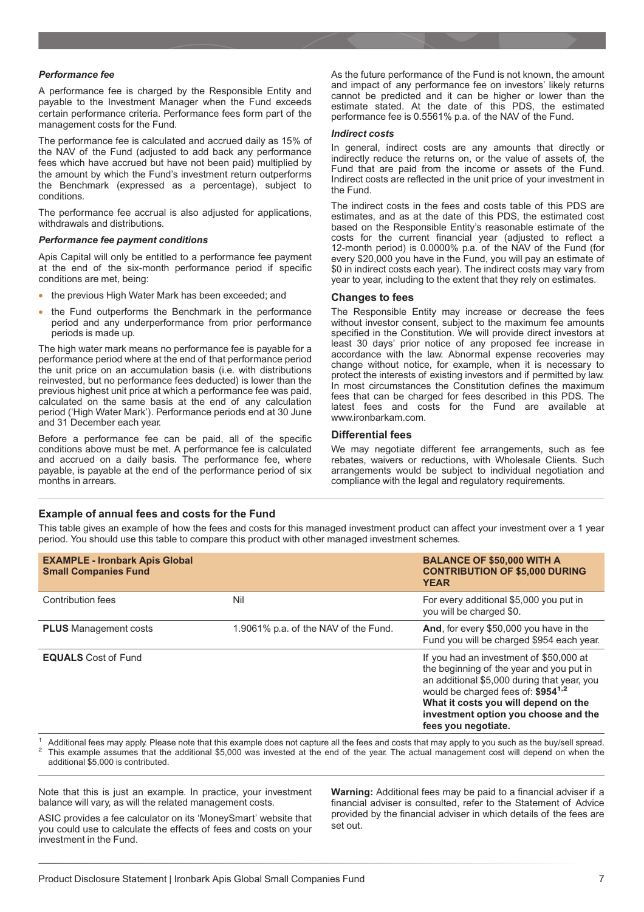*Performance fee*

A performance fee is charged by the Responsible Entity and payable to the Investment Manager when the Fund exceeds certain performance criteria. Performance fees form part of the management costs for the Fund.

The performance fee is calculated and accrued daily as 15% of the NAV of the Fund (adjusted to add back any performance fees which have accrued but have not been paid) multiplied by the amount by which the Fund's investment return outperforms the Benchmark (expressed as a percentage), subject to conditions.

The performance fee accrual is also adjusted for applications, withdrawals and distributions.

*Performance fee payment conditions*

Apis Capital will only be entitled to a performance fee payment at the end of the six-month performance period if specific conditions are met, being:

- the previous High Water Mark has been exceeded; and
- the Fund outperforms the Benchmark in the performance period and any underperformance from prior performance periods is made up.

The high water mark means no performance fee is payable for a performance period where at the end of that performance period the unit price on an accumulation basis (i.e. with distributions reinvested, but no performance fees deducted) is lower than the previous highest unit price at which a performance fee was paid, calculated on the same basis at the end of any calculation period ('High Water Mark'). Performance periods end at 30 June and 31 December each year.

Before a performance fee can be paid, all of the specific conditions above must be met. A performance fee is calculated and accrued on a daily basis. The performance fee, where payable, is payable at the end of the performance period of six months in arrears.

As the future performance of the Fund is not known, the amount and impact of any performance fee on investors' likely returns cannot be predicted and it can be higher or lower than the estimate stated. At the date of this PDS, the estimated performance fee is 0.5561% p.a. of the NAV of the Fund.

*Indirect costs*

In general, indirect costs are any amounts that directly or indirectly reduce the returns on, or the value of assets of, the Fund that are paid from the income or assets of the Fund. Indirect costs are reflected in the unit price of your investment in the Fund.

The indirect costs in the fees and costs table of this PDS are estimates, and as at the date of this PDS, the estimated cost based on the Responsible Entity's reasonable estimate of the costs for the current financial year (adjusted to reflect a 12-month period) is 0.0000% p.a. of the NAV of the Fund (for every $20,000 you have in the Fund, you will pay an estimate of $0 in indirect costs each year). The indirect costs may vary from year to year, including to the extent that they rely on estimates.

### Changes to fees

The Responsible Entity may increase or decrease the fees without investor consent, subject to the maximum fee amounts specified in the Constitution. We will provide direct investors at least 30 days' prior notice of any proposed fee increase in accordance with the law. Abnormal expense recoveries may change without notice, for example, when it is necessary to protect the interests of existing investors and if permitted by law. In most circumstances the Constitution defines the maximum fees that can be charged for fees described in this PDS. The latest fees and costs for the Fund are available at www.ironbarkam.com.

### Differential fees

We may negotiate different fee arrangements, such as fee rebates, waivers or reductions, with Wholesale Clients. Such arrangements would be subject to individual negotiation and compliance with the legal and regulatory requirements.

### Example of annual fees and costs for the Fund

This table gives an example of how the fees and costs for this managed investment product can affect your investment over a 1 year period. You should use this table to compare this product with other managed investment schemes.

| **EXAMPLE - Ironbark Apis Global Small Companies Fund** | | **BALANCE OF $50,000 WITH A CONTRIBUTION OF $5,000 DURING YEAR** |
|---|---|---|
| Contribution fees | Nil | For every additional $5,000 you put in you will be charged $0. |
| **PLUS** Management costs | 1.9061% p.a. of the NAV of the Fund. | **And**, for every $50,000 you have in the Fund you will be charged $954 each year. |
| **EQUALS** Cost of Fund | | If you had an investment of $50,000 at the beginning of the year and you put in an additional $5,000 during that year, you would be charged fees of: **$954**[1,2] **What it costs you will depend on the investment option you choose and the fees you negotiate.** |

[1] Additional fees may apply. Please note that this example does not capture all the fees and costs that may apply to you such as the buy/sell spread.
[2] This example assumes that the additional $5,000 was invested at the end of the year. The actual management cost will depend on when the additional $5,000 is contributed.

Note that this is just an example. In practice, your investment balance will vary, as will the related management costs.

ASIC provides a fee calculator on its 'MoneySmart' website that you could use to calculate the effects of fees and costs on your investment in the Fund.

**Warning:** Additional fees may be paid to a financial adviser if a financial adviser is consulted, refer to the Statement of Advice provided by the financial adviser in which details of the fees are set out.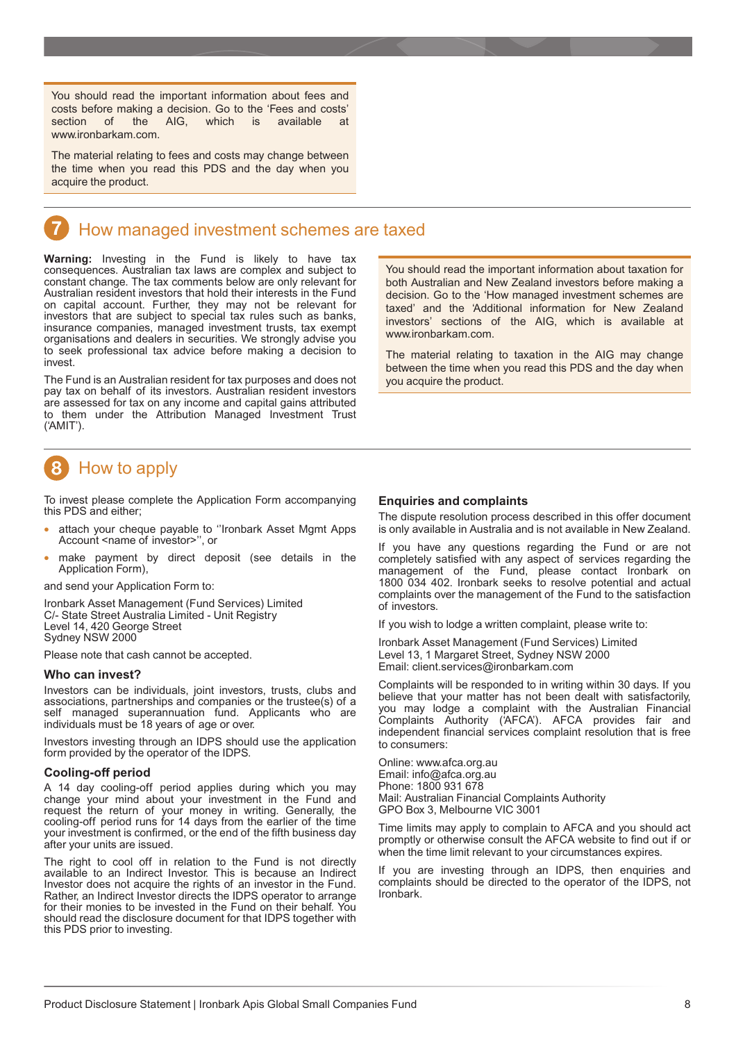You should read the important information about fees and costs before making a decision. Go to the 'Fees and costs' section of the AIG, which is available at www.ironbarkam.com.

The material relating to fees and costs may change between the time when you read this PDS and the day when you acquire the product.

## 7 How managed investment schemes are taxed

**Warning:** Investing in the Fund is likely to have tax consequences. Australian tax laws are complex and subject to constant change. The tax comments below are only relevant for Australian resident investors that hold their interests in the Fund on capital account. Further, they may not be relevant for investors that are subject to special tax rules such as banks, insurance companies, managed investment trusts, tax exempt organisations and dealers in securities. We strongly advise you to seek professional tax advice before making a decision to invest.

The Fund is an Australian resident for tax purposes and does not pay tax on behalf of its investors. Australian resident investors are assessed for tax on any income and capital gains attributed to them under the Attribution Managed Investment Trust ('AMIT').

You should read the important information about taxation for both Australian and New Zealand investors before making a decision. Go to the 'How managed investment schemes are taxed' and the 'Additional information for New Zealand investors' sections of the AIG, which is available at www.ironbarkam.com.

The material relating to taxation in the AIG may change between the time when you read this PDS and the day when you acquire the product.

## 8 How to apply

To invest please complete the Application Form accompanying this PDS and either;

- attach your cheque payable to ''Ironbark Asset Mgmt Apps Account <name of investor>'', or
- make payment by direct deposit (see details in the Application Form),

and send your Application Form to:

Ironbark Asset Management (Fund Services) Limited
C/- State Street Australia Limited - Unit Registry
Level 14, 420 George Street
Sydney NSW 2000

Please note that cash cannot be accepted.

### Who can invest?

Investors can be individuals, joint investors, trusts, clubs and associations, partnerships and companies or the trustee(s) of a self managed superannuation fund. Applicants who are individuals must be 18 years of age or over.

Investors investing through an IDPS should use the application form provided by the operator of the IDPS.

### Cooling-off period

A 14 day cooling-off period applies during which you may change your mind about your investment in the Fund and request the return of your money in writing. Generally, the cooling-off period runs for 14 days from the earlier of the time your investment is confirmed, or the end of the fifth business day after your units are issued.

The right to cool off in relation to the Fund is not directly available to an Indirect Investor. This is because an Indirect Investor does not acquire the rights of an investor in the Fund. Rather, an Indirect Investor directs the IDPS operator to arrange for their monies to be invested in the Fund on their behalf. You should read the disclosure document for that IDPS together with this PDS prior to investing.

### Enquiries and complaints

The dispute resolution process described in this offer document is only available in Australia and is not available in New Zealand.

If you have any questions regarding the Fund or are not completely satisfied with any aspect of services regarding the management of the Fund, please contact Ironbark on 1800 034 402. Ironbark seeks to resolve potential and actual complaints over the management of the Fund to the satisfaction of investors.

If you wish to lodge a written complaint, please write to:

Ironbark Asset Management (Fund Services) Limited
Level 13, 1 Margaret Street, Sydney NSW 2000
Email: client.services@ironbarkam.com

Complaints will be responded to in writing within 30 days. If you believe that your matter has not been dealt with satisfactorily, you may lodge a complaint with the Australian Financial Complaints Authority ('AFCA'). AFCA provides fair and independent financial services complaint resolution that is free to consumers:

Online: www.afca.org.au
Email: info@afca.org.au
Phone: 1800 931 678
Mail: Australian Financial Complaints Authority
GPO Box 3, Melbourne VIC 3001

Time limits may apply to complain to AFCA and you should act promptly or otherwise consult the AFCA website to find out if or when the time limit relevant to your circumstances expires.

If you are investing through an IDPS, then enquiries and complaints should be directed to the operator of the IDPS, not Ironbark.